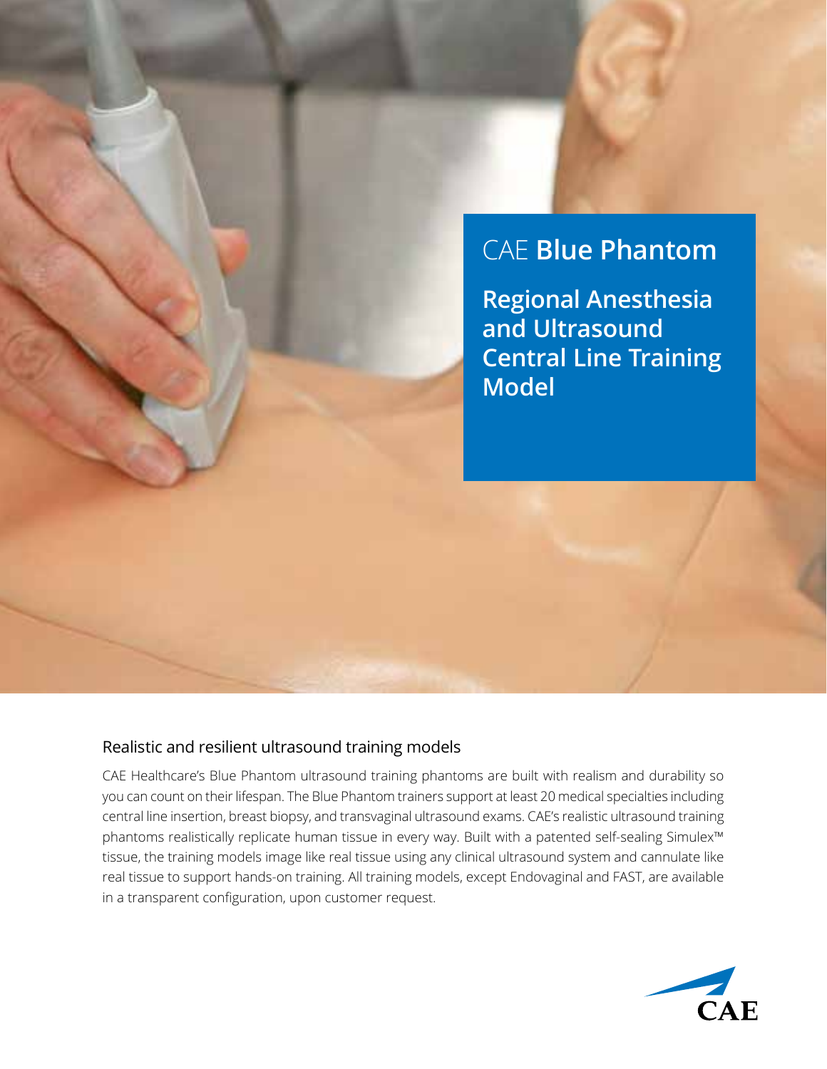# CAE **Blue Phantom**

## Regional Anesthesia and Ultrasound Central Line Training Model

### Realistic and resilient ultrasound training models

CAE Healthcare's Blue Phantom ultrasound training phantoms are built with realism and durability so you can count on their lifespan. The Blue Phantom trainers support at least 20 medical specialties including central line insertion, breast biopsy, and transvaginal ultrasound exams. CAE's realistic ultrasound training phantoms realistically replicate human tissue in every way. Built with a patented self-sealing Simulex™ tissue, the training models image like real tissue using any clinical ultrasound system and cannulate like real tissue to support hands-on training. All training models, except Endovaginal and FAST, are available in a transparent configuration, upon customer request.

CAE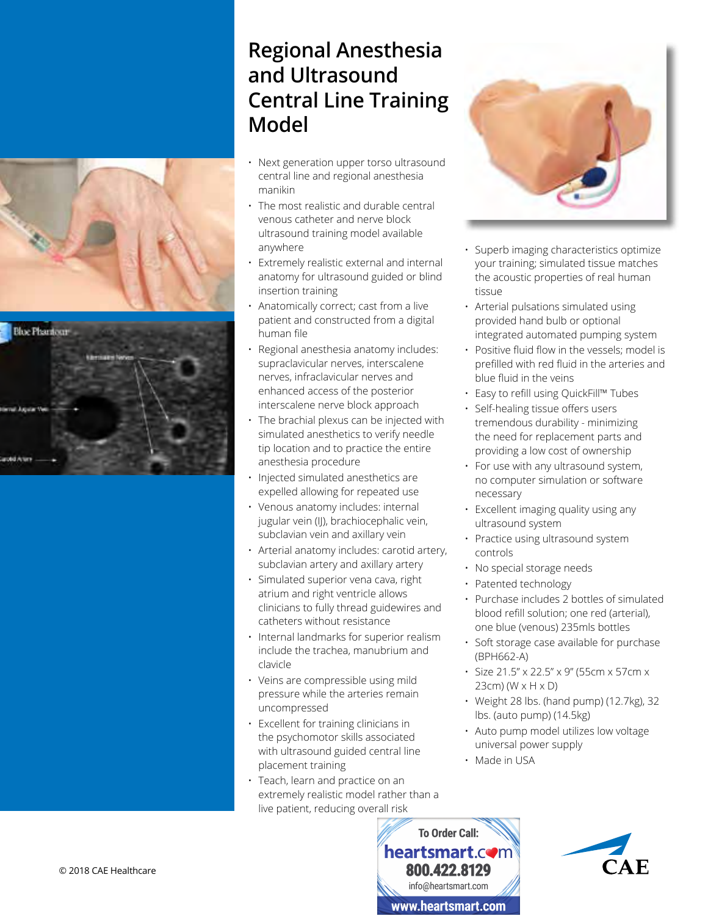# Regional Anesthesia and Ultrasound Central Line Training Model

- Next generation upper torso ultrasound central line and regional anesthesia manikin
- The most realistic and durable central venous catheter and nerve block ultrasound training model available anywhere
- Extremely realistic external and internal anatomy for ultrasound guided or blind insertion training
- Anatomically correct; cast from a live patient and constructed from a digital human file
- Regional anesthesia anatomy includes: supraclavicular nerves, interscalene nerves, infraclavicular nerves and enhanced access of the posterior interscalene nerve block approach
- The brachial plexus can be injected with simulated anesthetics to verify needle tip location and to practice the entire anesthesia procedure
- Injected simulated anesthetics are expelled allowing for repeated use
- Venous anatomy includes: internal jugular vein (IJ), brachiocephalic vein, subclavian vein and axillary vein
- Arterial anatomy includes: carotid artery, subclavian artery and axillary artery
- Simulated superior vena cava, right atrium and right ventricle allows clinicians to fully thread guidewires and catheters without resistance
- Internal landmarks for superior realism include the trachea, manubrium and clavicle
- Veins are compressible using mild pressure while the arteries remain uncompressed
- Excellent for training clinicians in the psychomotor skills associated with ultrasound guided central line placement training
- Teach, learn and practice on an extremely realistic model rather than a live patient, reducing overall risk
- Superb imaging characteristics optimize your training; simulated tissue matches the acoustic properties of real human tissue
- Arterial pulsations simulated using provided hand bulb or optional integrated automated pumping system
- Positive fluid flow in the vessels; model is prefilled with red fluid in the arteries and blue fluid in the veins
- Easy to refill using QuickFill™ Tubes
- Self-healing tissue offers users tremendous durability - minimizing the need for replacement parts and providing a low cost of ownership
- For use with any ultrasound system, no computer simulation or software necessary
- Excellent imaging quality using any ultrasound system
- Practice using ultrasound system controls
- No special storage needs
- Patented technology
- Purchase includes 2 bottles of simulated blood refill solution; one red (arterial), one blue (venous) 235mls bottles
- Soft storage case available for purchase (BPH662-A)
- Size 21.5" x 22.5" x 9" (55cm x 57cm x 23cm) (W x H x D)
- Weight 28 lbs. (hand pump) (12.7kg), 32 lbs. (auto pump) (14.5kg)
- Auto pump model utilizes low voltage universal power supply
- Made in USA

To Order Call:
heartsmart.com
800.422.8129
info@heartsmart.com
www.heartsmart.com

© 2018 CAE Healthcare

CAE